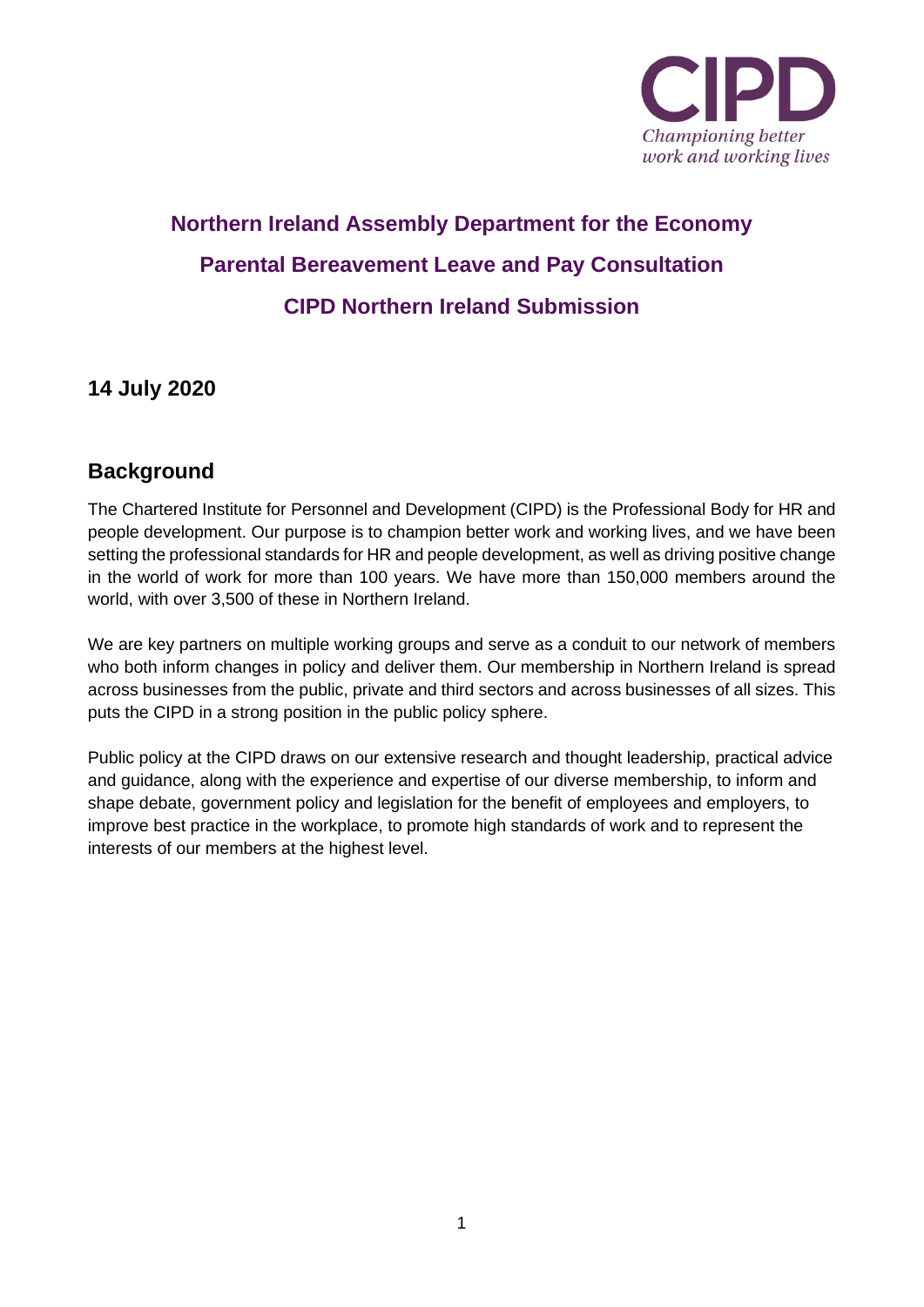# Northern Ireland Assembly Department for the Economy

# Parental Bereavement Leave and Pay Consultation

# CIPD Northern Ireland Submission

## 14 July 2020

## Background

The Chartered Institute for Personnel and Development (CIPD) is the Professional Body for HR and people development. Our purpose is to champion better work and working lives, and we have been setting the professional standards for HR and people development, as well as driving positive change in the world of work for more than 100 years. We have more than 150,000 members around the world, with over 3,500 of these in Northern Ireland.

We are key partners on multiple working groups and serve as a conduit to our network of members who both inform changes in policy and deliver them. Our membership in Northern Ireland is spread across businesses from the public, private and third sectors and across businesses of all sizes. This puts the CIPD in a strong position in the public policy sphere.

Public policy at the CIPD draws on our extensive research and thought leadership, practical advice and guidance, along with the experience and expertise of our diverse membership, to inform and shape debate, government policy and legislation for the benefit of employees and employers, to improve best practice in the workplace, to promote high standards of work and to represent the interests of our members at the highest level.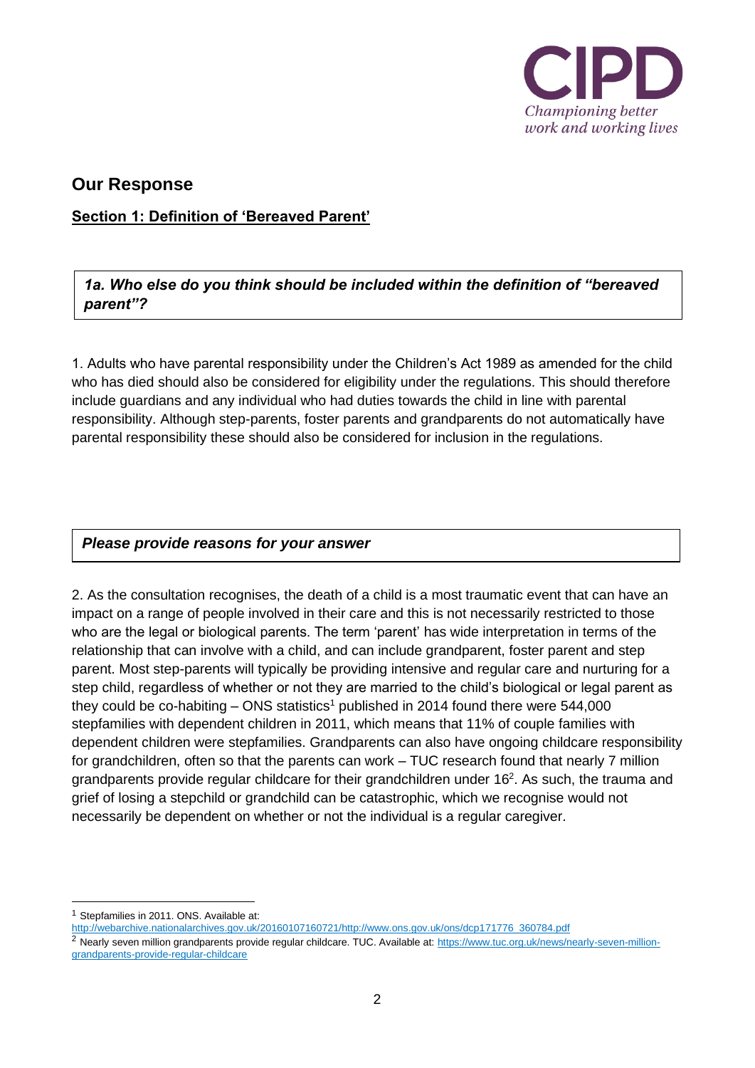## Our Response

**Section 1: Definition of 'Bereaved Parent'**

***1a. Who else do you think should be included within the definition of "bereaved parent"?***

1. Adults who have parental responsibility under the Children's Act 1989 as amended for the child who has died should also be considered for eligibility under the regulations. This should therefore include guardians and any individual who had duties towards the child in line with parental responsibility. Although step-parents, foster parents and grandparents do not automatically have parental responsibility these should also be considered for inclusion in the regulations.

***Please provide reasons for your answer***

2. As the consultation recognises, the death of a child is a most traumatic event that can have an impact on a range of people involved in their care and this is not necessarily restricted to those who are the legal or biological parents. The term 'parent' has wide interpretation in terms of the relationship that can involve with a child, and can include grandparent, foster parent and step parent. Most step-parents will typically be providing intensive and regular care and nurturing for a step child, regardless of whether or not they are married to the child's biological or legal parent as they could be co-habiting – ONS statistics[1] published in 2014 found there were 544,000 stepfamilies with dependent children in 2011, which means that 11% of couple families with dependent children were stepfamilies. Grandparents can also have ongoing childcare responsibility for grandchildren, often so that the parents can work – TUC research found that nearly 7 million grandparents provide regular childcare for their grandchildren under 16[2]. As such, the trauma and grief of losing a stepchild or grandchild can be catastrophic, which we recognise would not necessarily be dependent on whether or not the individual is a regular caregiver.

---

[1] Stepfamilies in 2011. ONS. Available at: http://webarchive.nationalarchives.gov.uk/20160107160721/http://www.ons.gov.uk/ons/dcp171776_360784.pdf

[2] Nearly seven million grandparents provide regular childcare. TUC. Available at: https://www.tuc.org.uk/news/nearly-seven-million-grandparents-provide-regular-childcare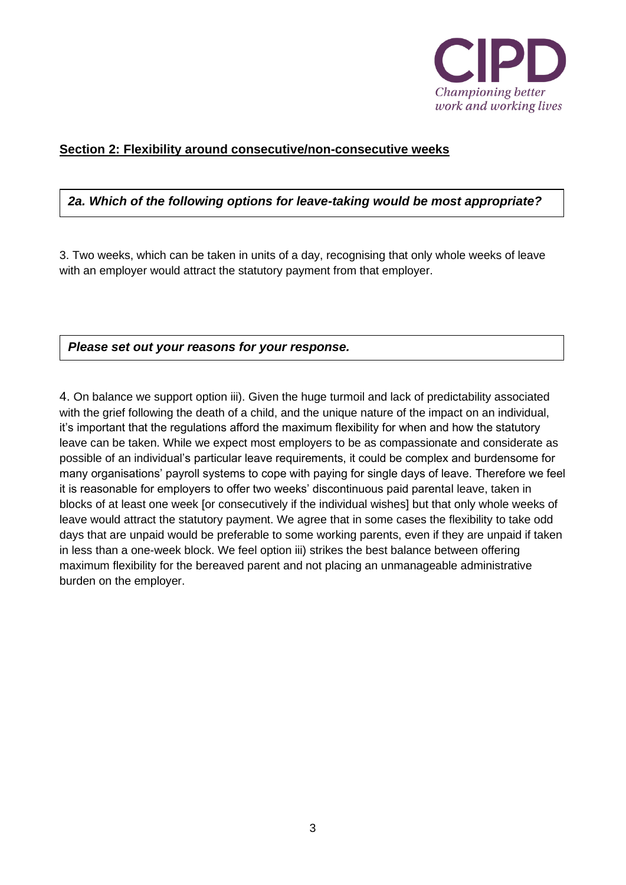## Section 2: Flexibility around consecutive/non-consecutive weeks

***2a. Which of the following options for leave-taking would be most appropriate?***

3. Two weeks, which can be taken in units of a day, recognising that only whole weeks of leave with an employer would attract the statutory payment from that employer.

***Please set out your reasons for your response.***

4. On balance we support option iii). Given the huge turmoil and lack of predictability associated with the grief following the death of a child, and the unique nature of the impact on an individual, it's important that the regulations afford the maximum flexibility for when and how the statutory leave can be taken. While we expect most employers to be as compassionate and considerate as possible of an individual's particular leave requirements, it could be complex and burdensome for many organisations' payroll systems to cope with paying for single days of leave. Therefore we feel it is reasonable for employers to offer two weeks' discontinuous paid parental leave, taken in blocks of at least one week [or consecutively if the individual wishes] but that only whole weeks of leave would attract the statutory payment. We agree that in some cases the flexibility to take odd days that are unpaid would be preferable to some working parents, even if they are unpaid if taken in less than a one-week block. We feel option iii) strikes the best balance between offering maximum flexibility for the bereaved parent and not placing an unmanageable administrative burden on the employer.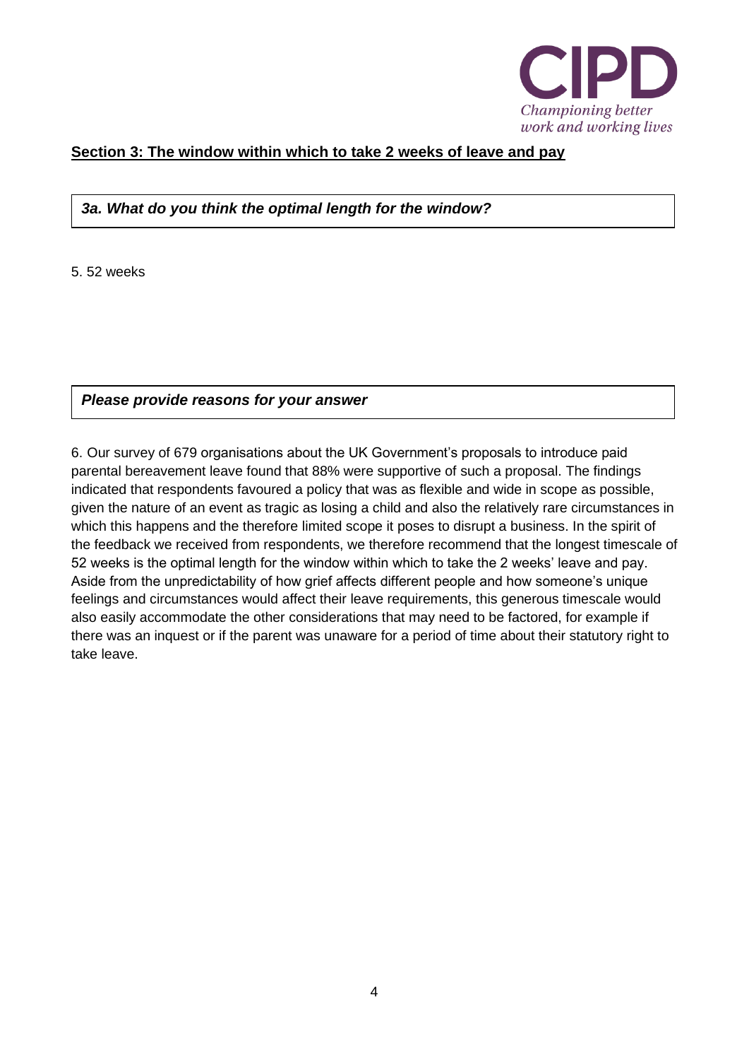## Section 3: The window within which to take 2 weeks of leave and pay

***3a. What do you think the optimal length for the window?***

5. 52 weeks

***Please provide reasons for your answer***

6. Our survey of 679 organisations about the UK Government's proposals to introduce paid parental bereavement leave found that 88% were supportive of such a proposal. The findings indicated that respondents favoured a policy that was as flexible and wide in scope as possible, given the nature of an event as tragic as losing a child and also the relatively rare circumstances in which this happens and the therefore limited scope it poses to disrupt a business. In the spirit of the feedback we received from respondents, we therefore recommend that the longest timescale of 52 weeks is the optimal length for the window within which to take the 2 weeks' leave and pay. Aside from the unpredictability of how grief affects different people and how someone's unique feelings and circumstances would affect their leave requirements, this generous timescale would also easily accommodate the other considerations that may need to be factored, for example if there was an inquest or if the parent was unaware for a period of time about their statutory right to take leave.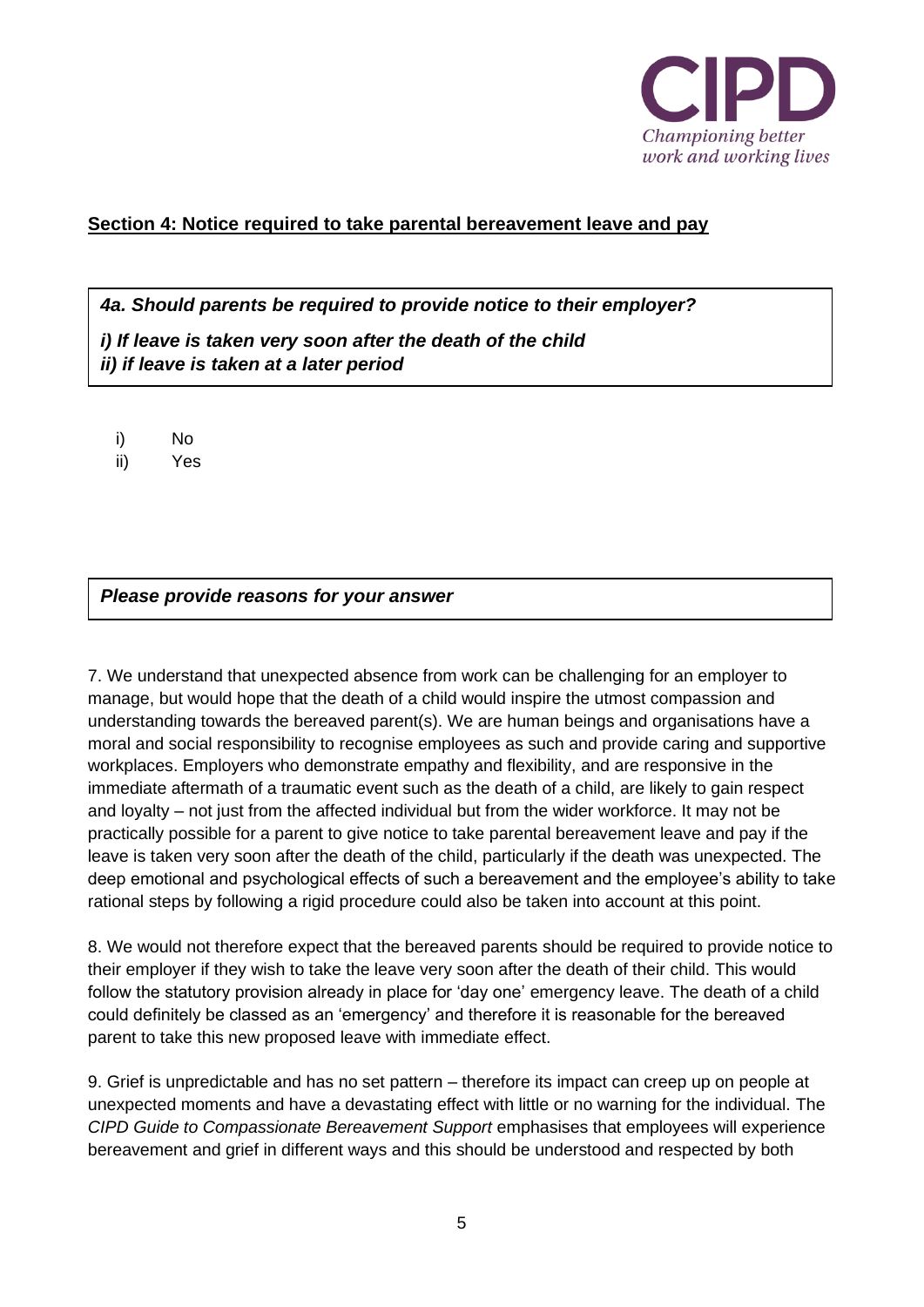## Section 4: Notice required to take parental bereavement leave and pay

***4a. Should parents be required to provide notice to their employer?***

***i) If leave is taken very soon after the death of the child***
***ii) if leave is taken at a later period***

i) No
ii) Yes

***Please provide reasons for your answer***

7. We understand that unexpected absence from work can be challenging for an employer to manage, but would hope that the death of a child would inspire the utmost compassion and understanding towards the bereaved parent(s). We are human beings and organisations have a moral and social responsibility to recognise employees as such and provide caring and supportive workplaces. Employers who demonstrate empathy and flexibility, and are responsive in the immediate aftermath of a traumatic event such as the death of a child, are likely to gain respect and loyalty – not just from the affected individual but from the wider workforce. It may not be practically possible for a parent to give notice to take parental bereavement leave and pay if the leave is taken very soon after the death of the child, particularly if the death was unexpected. The deep emotional and psychological effects of such a bereavement and the employee's ability to take rational steps by following a rigid procedure could also be taken into account at this point.

8. We would not therefore expect that the bereaved parents should be required to provide notice to their employer if they wish to take the leave very soon after the death of their child. This would follow the statutory provision already in place for 'day one' emergency leave. The death of a child could definitely be classed as an 'emergency' and therefore it is reasonable for the bereaved parent to take this new proposed leave with immediate effect.

9. Grief is unpredictable and has no set pattern – therefore its impact can creep up on people at unexpected moments and have a devastating effect with little or no warning for the individual. The *CIPD Guide to Compassionate Bereavement Support* emphasises that employees will experience bereavement and grief in different ways and this should be understood and respected by both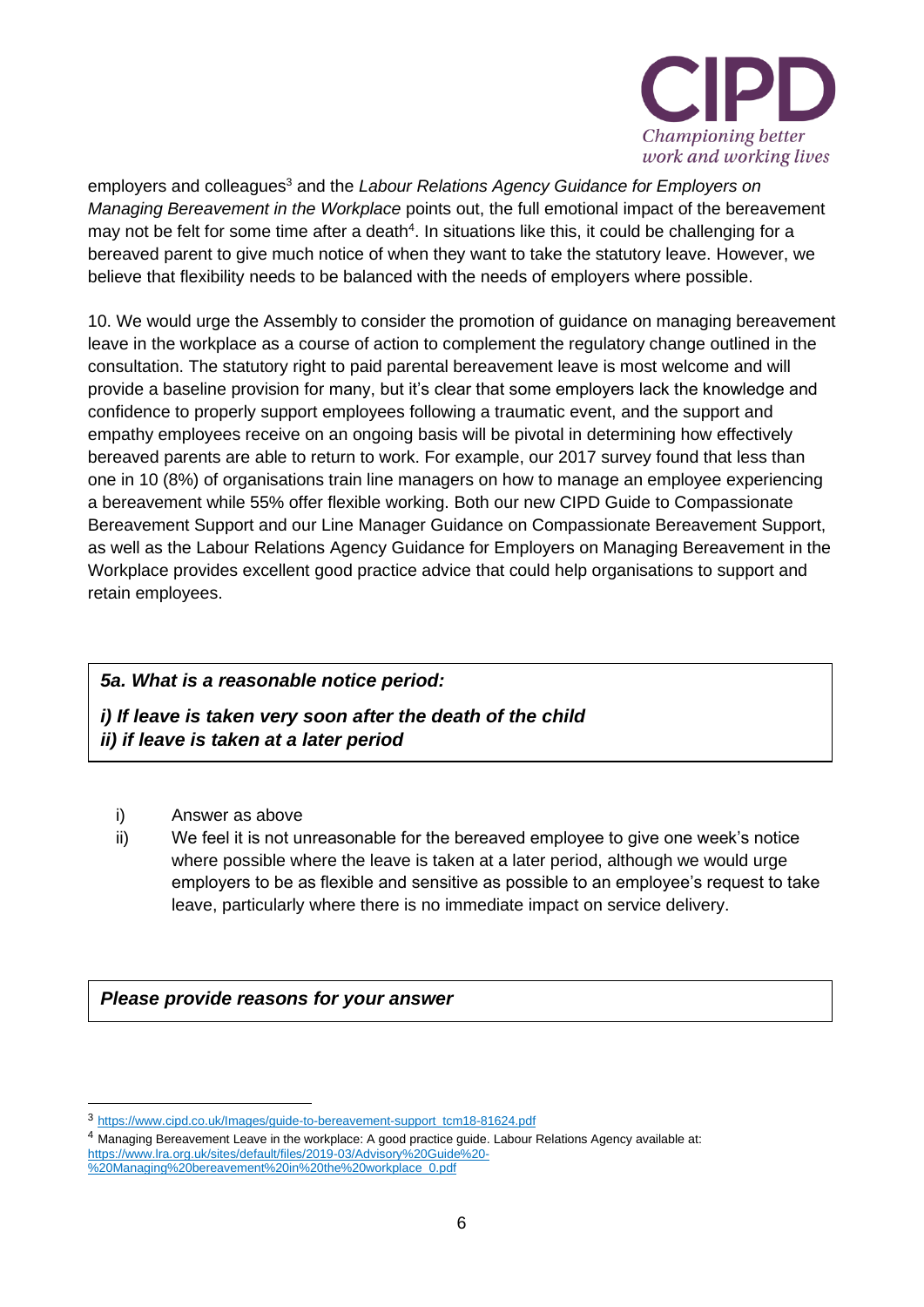employers and colleagues[3] and the *Labour Relations Agency Guidance for Employers on Managing Bereavement in the Workplace* points out, the full emotional impact of the bereavement may not be felt for some time after a death[4]. In situations like this, it could be challenging for a bereaved parent to give much notice of when they want to take the statutory leave. However, we believe that flexibility needs to be balanced with the needs of employers where possible.

10. We would urge the Assembly to consider the promotion of guidance on managing bereavement leave in the workplace as a course of action to complement the regulatory change outlined in the consultation. The statutory right to paid parental bereavement leave is most welcome and will provide a baseline provision for many, but it's clear that some employers lack the knowledge and confidence to properly support employees following a traumatic event, and the support and empathy employees receive on an ongoing basis will be pivotal in determining how effectively bereaved parents are able to return to work. For example, our 2017 survey found that less than one in 10 (8%) of organisations train line managers on how to manage an employee experiencing a bereavement while 55% offer flexible working. Both our new CIPD Guide to Compassionate Bereavement Support and our Line Manager Guidance on Compassionate Bereavement Support, as well as the Labour Relations Agency Guidance for Employers on Managing Bereavement in the Workplace provides excellent good practice advice that could help organisations to support and retain employees.

***5a. What is a reasonable notice period:***

***i) If leave is taken very soon after the death of the child***
***ii) if leave is taken at a later period***

i) Answer as above
ii) We feel it is not unreasonable for the bereaved employee to give one week's notice where possible where the leave is taken at a later period, although we would urge employers to be as flexible and sensitive as possible to an employee's request to take leave, particularly where there is no immediate impact on service delivery.

***Please provide reasons for your answer***

---

[3] https://www.cipd.co.uk/Images/guide-to-bereavement-support_tcm18-81624.pdf

[4] Managing Bereavement Leave in the workplace: A good practice guide. Labour Relations Agency available at: https://www.lra.org.uk/sites/default/files/2019-03/Advisory%20Guide%20-%20Managing%20bereavement%20in%20the%20workplace_0.pdf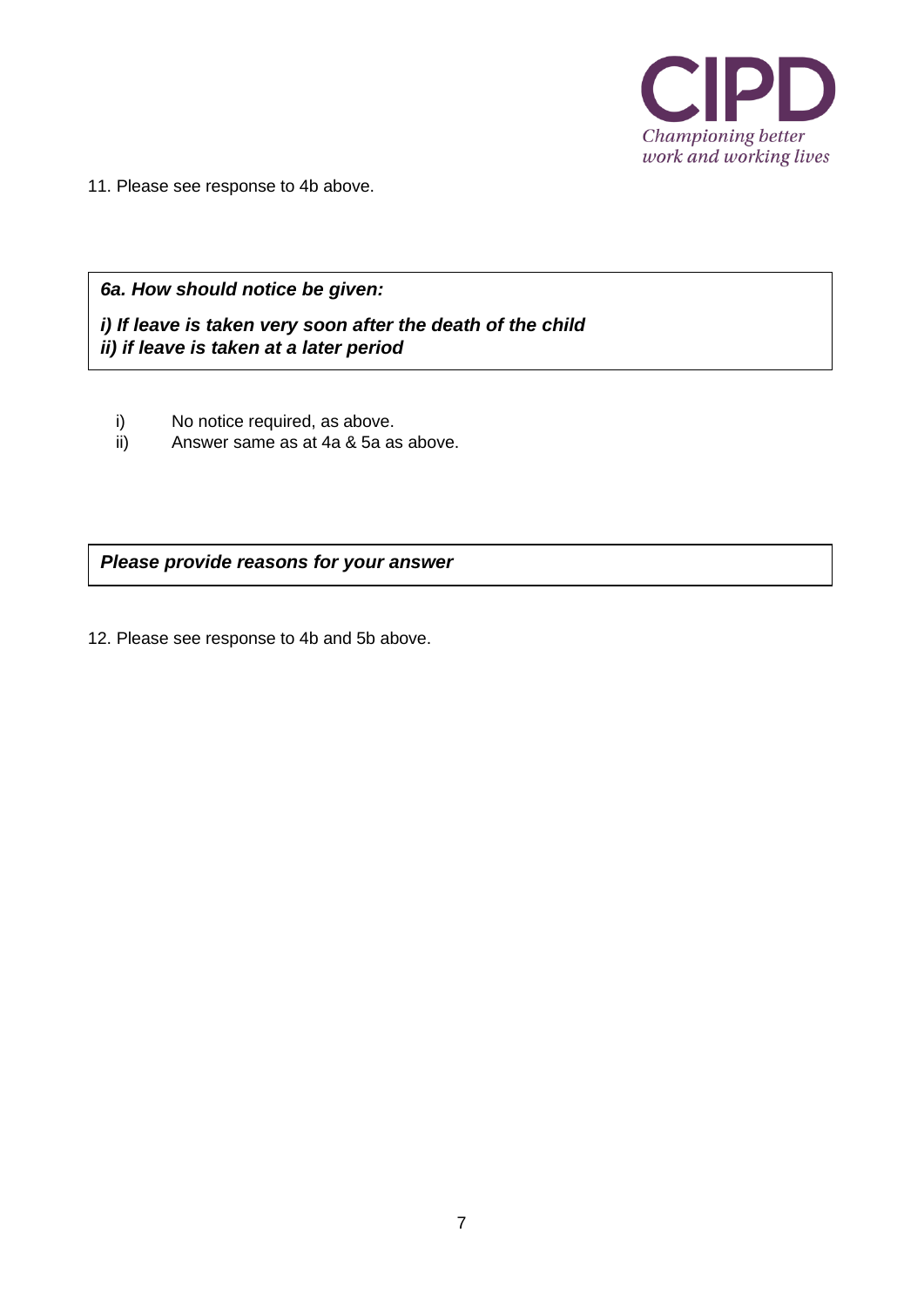11. Please see response to 4b above.

***6a. How should notice be given:***

***i) If leave is taken very soon after the death of the child***
***ii) if leave is taken at a later period***

i) No notice required, as above.
ii) Answer same as at 4a & 5a as above.

***Please provide reasons for your answer***

12. Please see response to 4b and 5b above.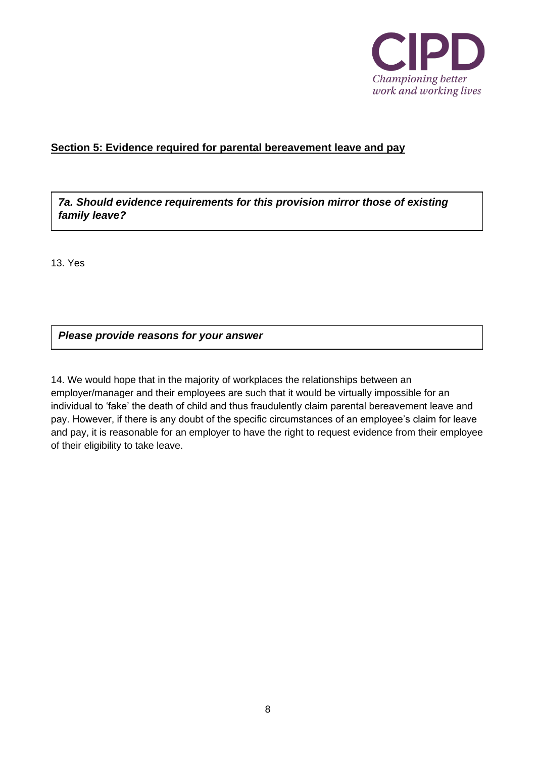## Section 5: Evidence required for parental bereavement leave and pay

***7a. Should evidence requirements for this provision mirror those of existing family leave?***

13. Yes

***Please provide reasons for your answer***

14. We would hope that in the majority of workplaces the relationships between an employer/manager and their employees are such that it would be virtually impossible for an individual to 'fake' the death of child and thus fraudulently claim parental bereavement leave and pay. However, if there is any doubt of the specific circumstances of an employee's claim for leave and pay, it is reasonable for an employer to have the right to request evidence from their employee of their eligibility to take leave.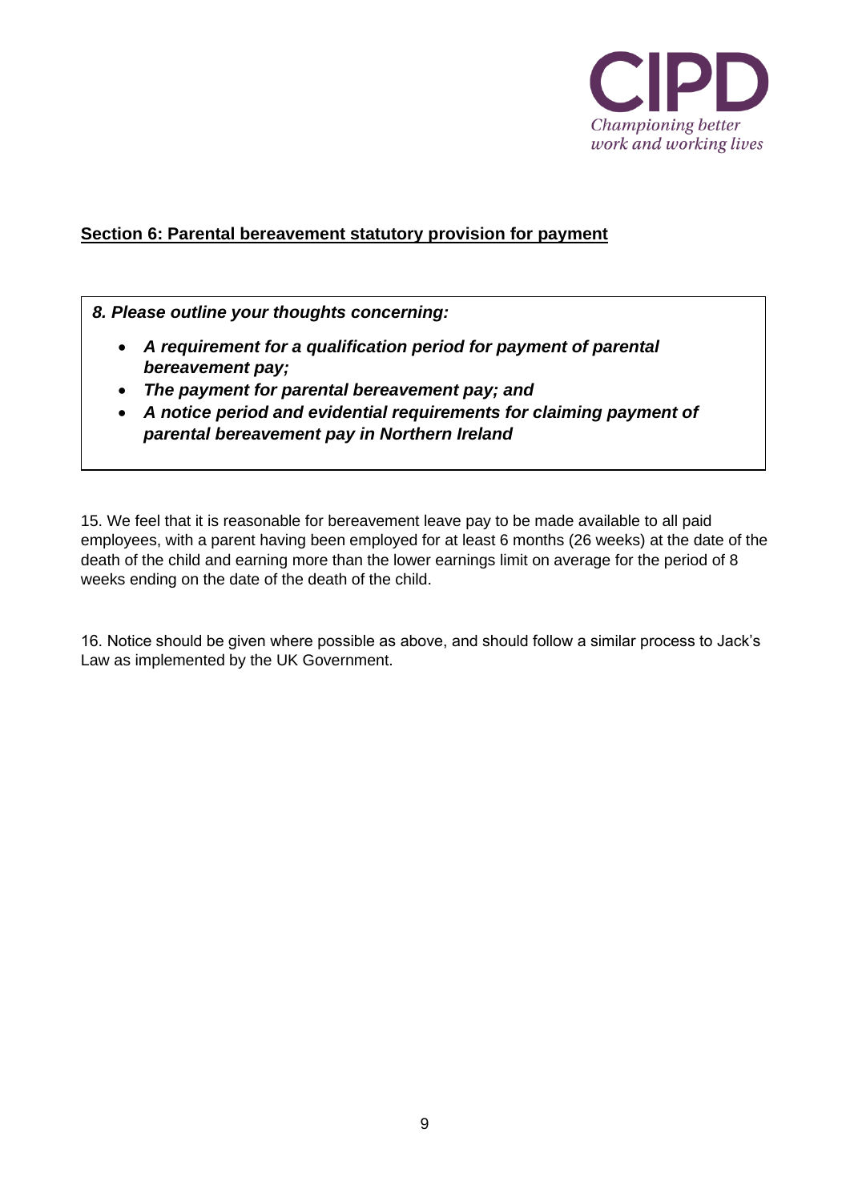## Section 6: Parental bereavement statutory provision for payment

> ***8. Please outline your thoughts concerning:***
>
> - ***A requirement for a qualification period for payment of parental bereavement pay;***
> - ***The payment for parental bereavement pay; and***
> - ***A notice period and evidential requirements for claiming payment of parental bereavement pay in Northern Ireland***

15. We feel that it is reasonable for bereavement leave pay to be made available to all paid employees, with a parent having been employed for at least 6 months (26 weeks) at the date of the death of the child and earning more than the lower earnings limit on average for the period of 8 weeks ending on the date of the death of the child.

16. Notice should be given where possible as above, and should follow a similar process to Jack's Law as implemented by the UK Government.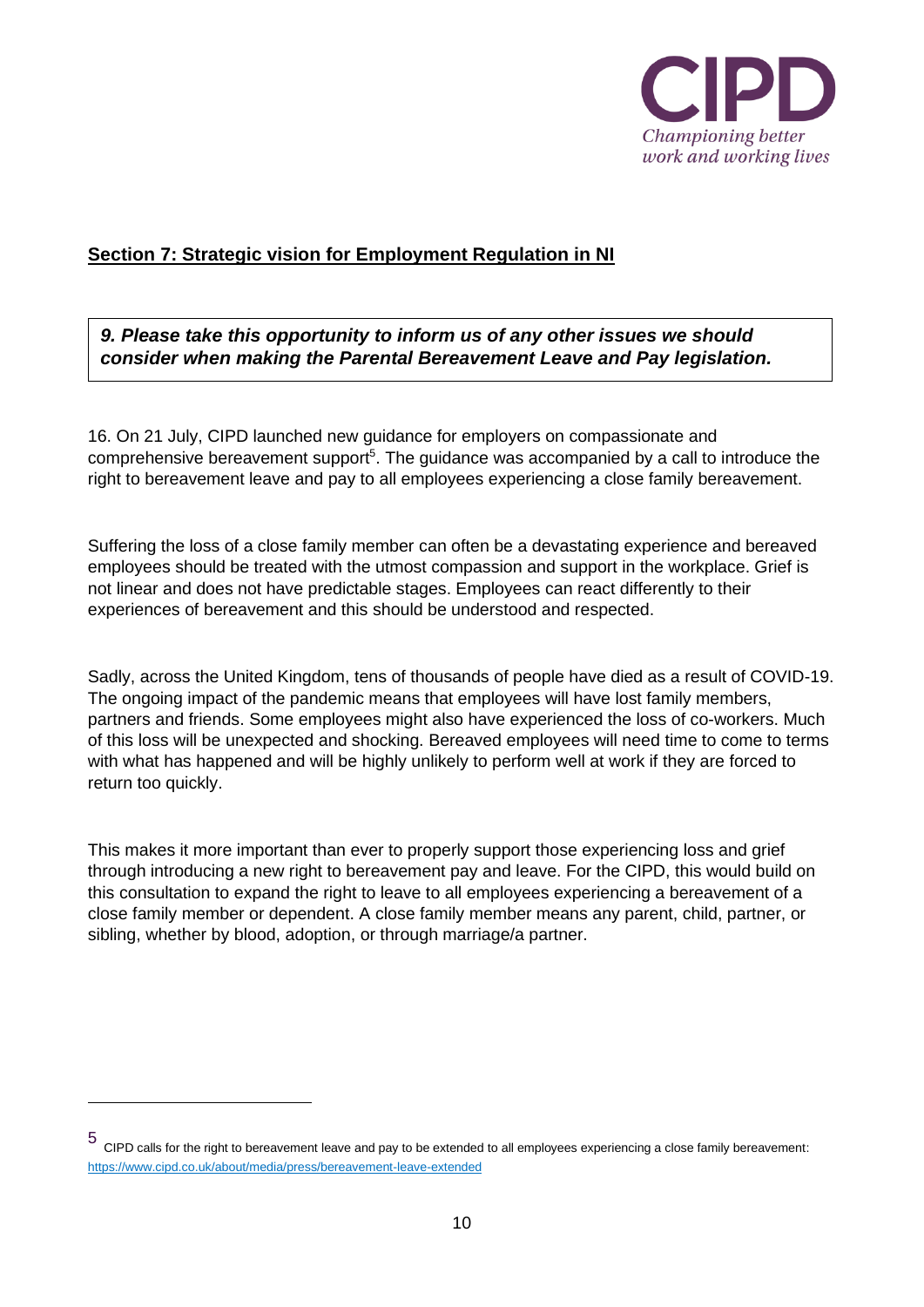## Section 7: Strategic vision for Employment Regulation in NI

***9. Please take this opportunity to inform us of any other issues we should consider when making the Parental Bereavement Leave and Pay legislation.***

16. On 21 July, CIPD launched new guidance for employers on compassionate and comprehensive bereavement support[5]. The guidance was accompanied by a call to introduce the right to bereavement leave and pay to all employees experiencing a close family bereavement.

Suffering the loss of a close family member can often be a devastating experience and bereaved employees should be treated with the utmost compassion and support in the workplace. Grief is not linear and does not have predictable stages. Employees can react differently to their experiences of bereavement and this should be understood and respected.

Sadly, across the United Kingdom, tens of thousands of people have died as a result of COVID-19. The ongoing impact of the pandemic means that employees will have lost family members, partners and friends. Some employees might also have experienced the loss of co-workers. Much of this loss will be unexpected and shocking. Bereaved employees will need time to come to terms with what has happened and will be highly unlikely to perform well at work if they are forced to return too quickly.

This makes it more important than ever to properly support those experiencing loss and grief through introducing a new right to bereavement pay and leave. For the CIPD, this would build on this consultation to expand the right to leave to all employees experiencing a bereavement of a close family member or dependent. A close family member means any parent, child, partner, or sibling, whether by blood, adoption, or through marriage/a partner.

---

[5] CIPD calls for the right to bereavement leave and pay to be extended to all employees experiencing a close family bereavement: https://www.cipd.co.uk/about/media/press/bereavement-leave-extended